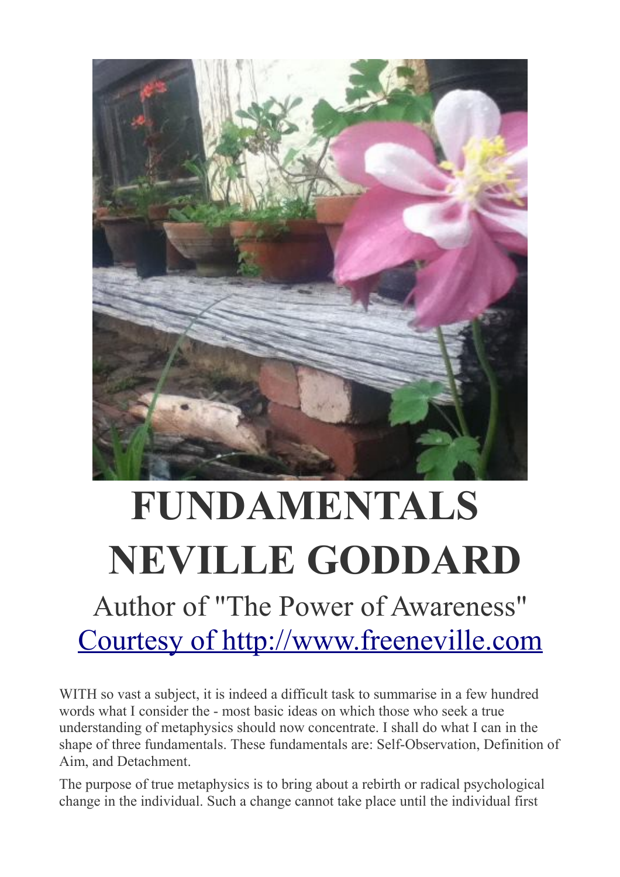# FUNDAMENTALS NEVILLE GODDARD

Author of "The Power of Awareness"

[Courtesy of http://www.freeneville.com](http://www.freeneville.com)

WITH so vast a subject, it is indeed a difficult task to summarise in a few hundred words what I consider the - most basic ideas on which those who seek a true understanding of metaphysics should now concentrate. I shall do what I can in the shape of three fundamentals. These fundamentals are: Self-Observation, Definition of Aim, and Detachment.

The purpose of true metaphysics is to bring about a rebirth or radical psychological change in the individual. Such a change cannot take place until the individual first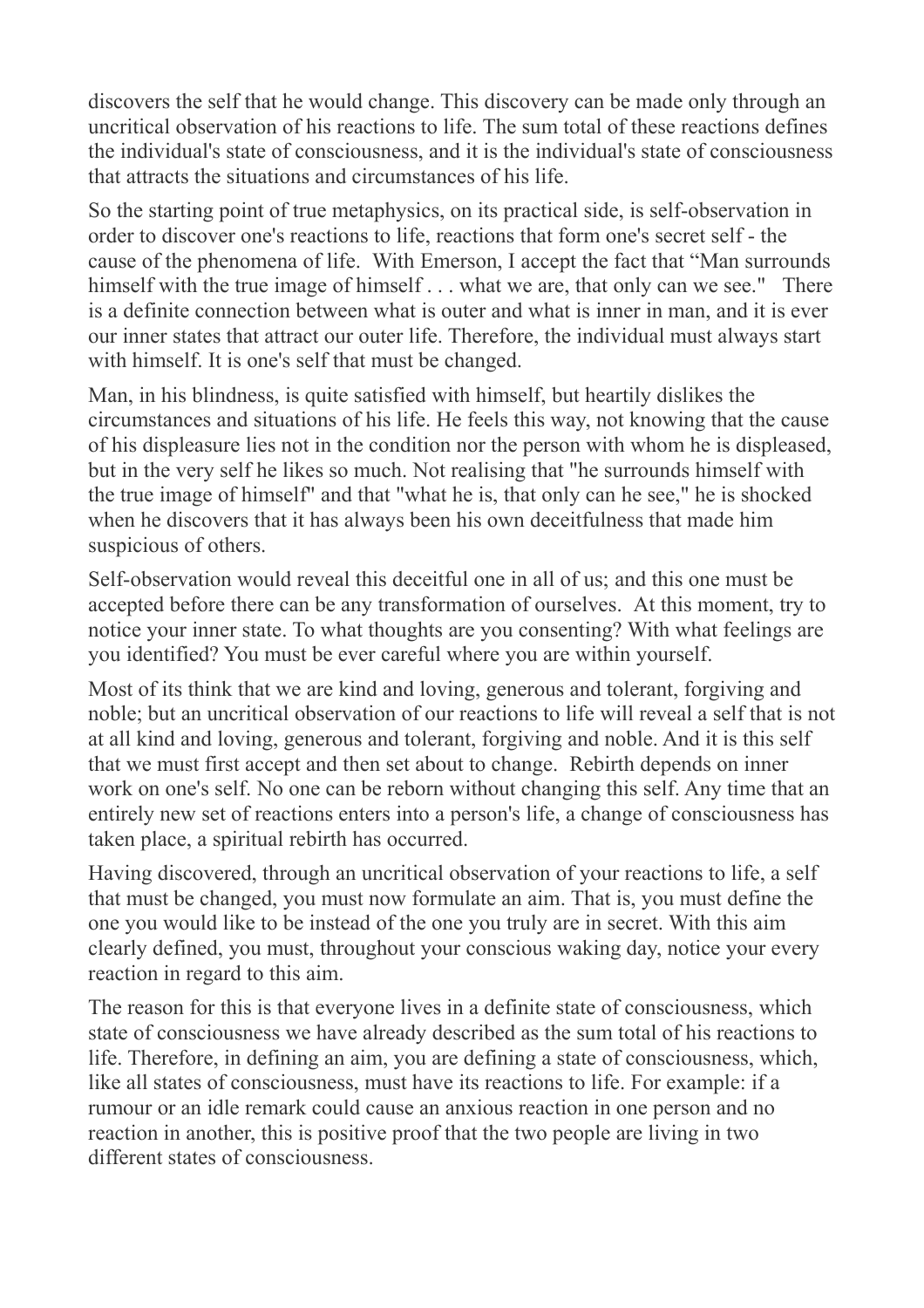discovers the self that he would change. This discovery can be made only through an uncritical observation of his reactions to life. The sum total of these reactions defines the individual's state of consciousness, and it is the individual's state of consciousness that attracts the situations and circumstances of his life.

So the starting point of true metaphysics, on its practical side, is self-observation in order to discover one's reactions to life, reactions that form one's secret self - the cause of the phenomena of life. With Emerson, I accept the fact that "Man surrounds himself with the true image of himself . . . what we are, that only can we see." There is a definite connection between what is outer and what is inner in man, and it is ever our inner states that attract our outer life. Therefore, the individual must always start with himself. It is one's self that must be changed.

Man, in his blindness, is quite satisfied with himself, but heartily dislikes the circumstances and situations of his life. He feels this way, not knowing that the cause of his displeasure lies not in the condition nor the person with whom he is displeased, but in the very self he likes so much. Not realising that "he surrounds himself with the true image of himself" and that "what he is, that only can he see," he is shocked when he discovers that it has always been his own deceitfulness that made him suspicious of others.

Self-observation would reveal this deceitful one in all of us; and this one must be accepted before there can be any transformation of ourselves. At this moment, try to notice your inner state. To what thoughts are you consenting? With what feelings are you identified? You must be ever careful where you are within yourself.

Most of its think that we are kind and loving, generous and tolerant, forgiving and noble; but an uncritical observation of our reactions to life will reveal a self that is not at all kind and loving, generous and tolerant, forgiving and noble. And it is this self that we must first accept and then set about to change. Rebirth depends on inner work on one's self. No one can be reborn without changing this self. Any time that an entirely new set of reactions enters into a person's life, a change of consciousness has taken place, a spiritual rebirth has occurred.

Having discovered, through an uncritical observation of your reactions to life, a self that must be changed, you must now formulate an aim. That is, you must define the one you would like to be instead of the one you truly are in secret. With this aim clearly defined, you must, throughout your conscious waking day, notice your every reaction in regard to this aim.

The reason for this is that everyone lives in a definite state of consciousness, which state of consciousness we have already described as the sum total of his reactions to life. Therefore, in defining an aim, you are defining a state of consciousness, which, like all states of consciousness, must have its reactions to life. For example: if a rumour or an idle remark could cause an anxious reaction in one person and no reaction in another, this is positive proof that the two people are living in two different states of consciousness.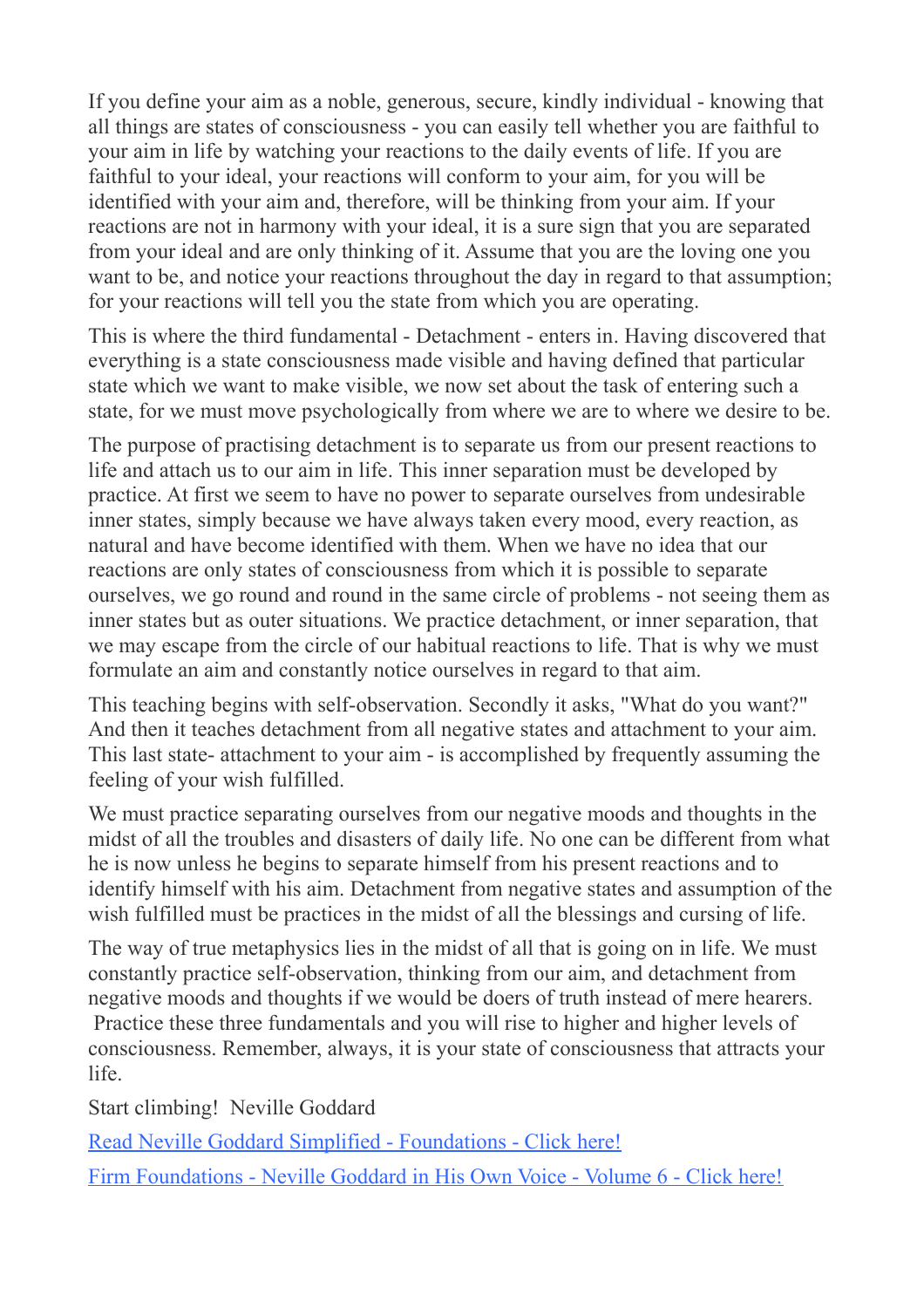If you define your aim as a noble, generous, secure, kindly individual - knowing that all things are states of consciousness - you can easily tell whether you are faithful to your aim in life by watching your reactions to the daily events of life. If you are faithful to your ideal, your reactions will conform to your aim, for you will be identified with your aim and, therefore, will be thinking from your aim. If your reactions are not in harmony with your ideal, it is a sure sign that you are separated from your ideal and are only thinking of it. Assume that you are the loving one you want to be, and notice your reactions throughout the day in regard to that assumption; for your reactions will tell you the state from which you are operating.

This is where the third fundamental - Detachment - enters in. Having discovered that everything is a state consciousness made visible and having defined that particular state which we want to make visible, we now set about the task of entering such a state, for we must move psychologically from where we are to where we desire to be.

The purpose of practising detachment is to separate us from our present reactions to life and attach us to our aim in life. This inner separation must be developed by practice. At first we seem to have no power to separate ourselves from undesirable inner states, simply because we have always taken every mood, every reaction, as natural and have become identified with them. When we have no idea that our reactions are only states of consciousness from which it is possible to separate ourselves, we go round and round in the same circle of problems - not seeing them as inner states but as outer situations. We practice detachment, or inner separation, that we may escape from the circle of our habitual reactions to life. That is why we must formulate an aim and constantly notice ourselves in regard to that aim.

This teaching begins with self-observation. Secondly it asks, "What do you want?" And then it teaches detachment from all negative states and attachment to your aim. This last state- attachment to your aim - is accomplished by frequently assuming the feeling of your wish fulfilled.

We must practice separating ourselves from our negative moods and thoughts in the midst of all the troubles and disasters of daily life. No one can be different from what he is now unless he begins to separate himself from his present reactions and to identify himself with his aim. Detachment from negative states and assumption of the wish fulfilled must be practices in the midst of all the blessings and cursing of life.

The way of true metaphysics lies in the midst of all that is going on in life. We must constantly practice self-observation, thinking from our aim, and detachment from negative moods and thoughts if we would be doers of truth instead of mere hearers. Practice these three fundamentals and you will rise to higher and higher levels of consciousness. Remember, always, it is your state of consciousness that attracts your life.

Start climbing! Neville Goddard

[Read Neville Goddard Simplified - Foundations - Click here!]

[Firm Foundations - Neville Goddard in His Own Voice - Volume 6 - Click here!]